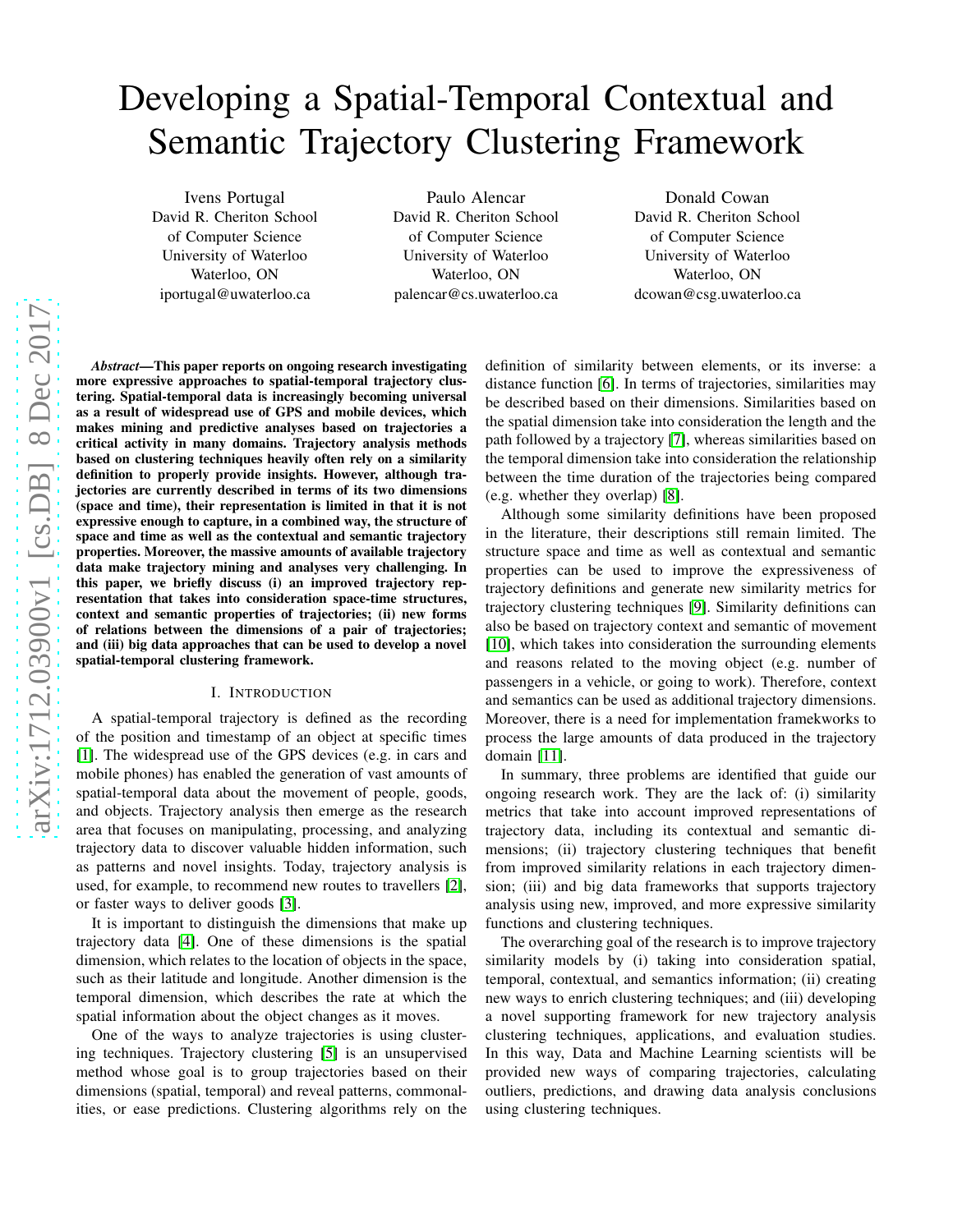# Developing a Spatial-Temporal Contextual and Semantic Trajectory Clustering Framework

Ivens Portugal
David R. Cheriton School of Computer Science
University of Waterloo
Waterloo, ON
iportugal@uwaterloo.ca

Paulo Alencar
David R. Cheriton School of Computer Science
University of Waterloo
Waterloo, ON
palencar@cs.uwaterloo.ca

Donald Cowan
David R. Cheriton School of Computer Science
University of Waterloo
Waterloo, ON
dcowan@csg.uwaterloo.ca

***Abstract*—This paper reports on ongoing research investigating more expressive approaches to spatial-temporal trajectory clustering. Spatial-temporal data is increasingly becoming universal as a result of widespread use of GPS and mobile devices, which makes mining and predictive analyses based on trajectories a critical activity in many domains. Trajectory analysis methods based on clustering techniques heavily often rely on a similarity definition to properly provide insights. However, although trajectories are currently described in terms of its two dimensions (space and time), their representation is limited in that it is not expressive enough to capture, in a combined way, the structure of space and time as well as the contextual and semantic trajectory properties. Moreover, the massive amounts of available trajectory data make trajectory mining and analyses very challenging. In this paper, we briefly discuss (i) an improved trajectory representation that takes into consideration space-time structures, context and semantic properties of trajectories; (ii) new forms of relations between the dimensions of a pair of trajectories; and (iii) big data approaches that can be used to develop a novel spatial-temporal clustering framework.**

## I. Introduction

A spatial-temporal trajectory is defined as the recording of the position and timestamp of an object at specific times [1]. The widespread use of the GPS devices (e.g. in cars and mobile phones) has enabled the generation of vast amounts of spatial-temporal data about the movement of people, goods, and objects. Trajectory analysis then emerge as the research area that focuses on manipulating, processing, and analyzing trajectory data to discover valuable hidden information, such as patterns and novel insights. Today, trajectory analysis is used, for example, to recommend new routes to travellers [2], or faster ways to deliver goods [3].

It is important to distinguish the dimensions that make up trajectory data [4]. One of these dimensions is the spatial dimension, which relates to the location of objects in the space, such as their latitude and longitude. Another dimension is the temporal dimension, which describes the rate at which the spatial information about the object changes as it moves.

One of the ways to analyze trajectories is using clustering techniques. Trajectory clustering [5] is an unsupervised method whose goal is to group trajectories based on their dimensions (spatial, temporal) and reveal patterns, commonalities, or ease predictions. Clustering algorithms rely on the definition of similarity between elements, or its inverse: a distance function [6]. In terms of trajectories, similarities may be described based on their dimensions. Similarities based on the spatial dimension take into consideration the length and the path followed by a trajectory [7], whereas similarities based on the temporal dimension take into consideration the relationship between the time duration of the trajectories being compared (e.g. whether they overlap) [8].

Although some similarity definitions have been proposed in the literature, their descriptions still remain limited. The structure space and time as well as contextual and semantic properties can be used to improve the expressiveness of trajectory definitions and generate new similarity metrics for trajectory clustering techniques [9]. Similarity definitions can also be based on trajectory context and semantic of movement [10], which takes into consideration the surrounding elements and reasons related to the moving object (e.g. number of passengers in a vehicle, or going to work). Therefore, context and semantics can be used as additional trajectory dimensions. Moreover, there is a need for implementation framekworks to process the large amounts of data produced in the trajectory domain [11].

In summary, three problems are identified that guide our ongoing research work. They are the lack of: (i) similarity metrics that take into account improved representations of trajectory data, including its contextual and semantic dimensions; (ii) trajectory clustering techniques that benefit from improved similarity relations in each trajectory dimension; (iii) and big data frameworks that supports trajectory analysis using new, improved, and more expressive similarity functions and clustering techniques.

The overarching goal of the research is to improve trajectory similarity models by (i) taking into consideration spatial, temporal, contextual, and semantics information; (ii) creating new ways to enrich clustering techniques; and (iii) developing a novel supporting framework for new trajectory analysis clustering techniques, applications, and evaluation studies. In this way, Data and Machine Learning scientists will be provided new ways of comparing trajectories, calculating outliers, predictions, and drawing data analysis conclusions using clustering techniques.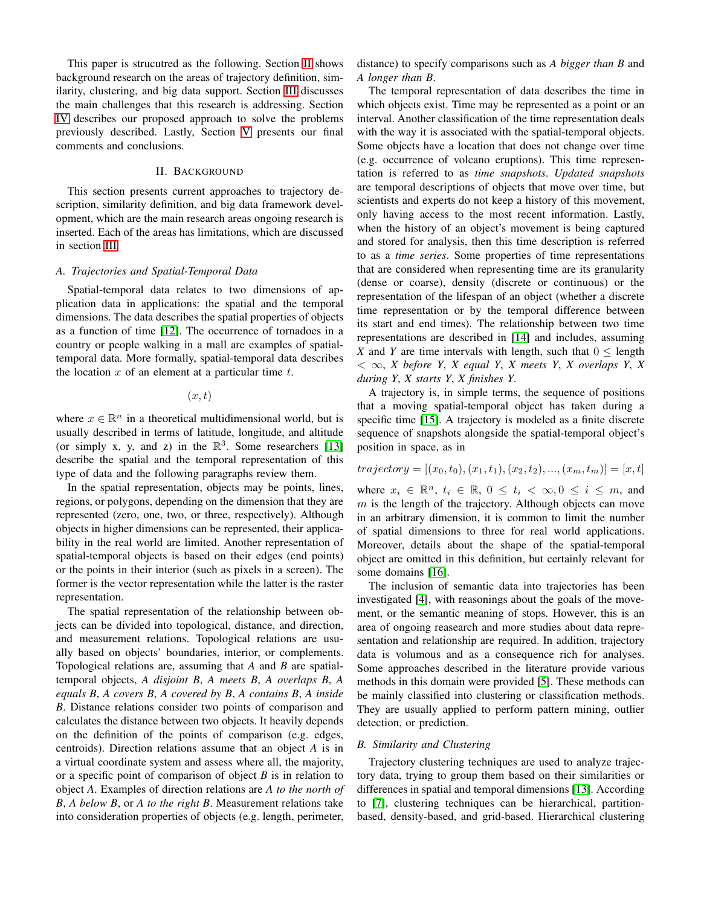This paper is strucutred as the following. Section II shows background research on the areas of trajectory definition, similarity, clustering, and big data support. Section III discusses the main challenges that this research is addressing. Section IV describes our proposed approach to solve the problems previously described. Lastly, Section V presents our final comments and conclusions.

## II. Background

This section presents current approaches to trajectory description, similarity definition, and big data framework development, which are the main research areas ongoing research is inserted. Each of the areas has limitations, which are discussed in section III.

### A. Trajectories and Spatial-Temporal Data

Spatial-temporal data relates to two dimensions of application data in applications: the spatial and the temporal dimensions. The data describes the spatial properties of objects as a function of time [12]. The occurrence of tornadoes in a country or people walking in a mall are examples of spatial-temporal data. More formally, spatial-temporal data describes the location $x$ of an element at a particular time $t$.

$$(x, t)$$

where $x \in \mathbb{R}^n$ in a theoretical multidimensional world, but is usually described in terms of latitude, longitude, and altitude (or simply x, y, and z) in the $\mathbb{R}^3$. Some researchers [13] describe the spatial and the temporal representation of this type of data and the following paragraphs review them.

In the spatial representation, objects may be points, lines, regions, or polygons, depending on the dimension that they are represented (zero, one, two, or three, respectively). Although objects in higher dimensions can be represented, their applicability in the real world are limited. Another representation of spatial-temporal objects is based on their edges (end points) or the points in their interior (such as pixels in a screen). The former is the vector representation while the latter is the raster representation.

The spatial representation of the relationship between objects can be divided into topological, distance, and direction, and measurement relations. Topological relations are usually based on objects' boundaries, interior, or complements. Topological relations are, assuming that *A* and *B* are spatial-temporal objects, *A disjoint B*, *A meets B*, *A overlaps B*, *A equals B*, *A covers B*, *A covered by B*, *A contains B*, *A inside B*. Distance relations consider two points of comparison and calculates the distance between two objects. It heavily depends on the definition of the points of comparison (e.g. edges, centroids). Direction relations assume that an object *A* is in a virtual coordinate system and assess where all, the majority, or a specific point of comparison of object *B* is in relation to object *A*. Examples of direction relations are *A to the north of B*, *A below B*, or *A to the right B*. Measurement relations take into consideration properties of objects (e.g. length, perimeter, distance) to specify comparisons such as *A bigger than B* and *A longer than B*.

The temporal representation of data describes the time in which objects exist. Time may be represented as a point or an interval. Another classification of the time representation deals with the way it is associated with the spatial-temporal objects. Some objects have a location that does not change over time (e.g. occurrence of volcano eruptions). This time representation is referred to as *time snapshots*. *Updated snapshots* are temporal descriptions of objects that move over time, but scientists and experts do not keep a history of this movement, only having access to the most recent information. Lastly, when the history of an object's movement is being captured and stored for analysis, then this time description is referred to as a *time series*. Some properties of time representations that are considered when representing time are its granularity (dense or coarse), density (discrete or continuous) or the representation of the lifespan of an object (whether a discrete time representation or by the temporal difference between its start and end times). The relationship between two time representations are described in [14] and includes, assuming *X* and *Y* are time intervals with length, such that $0 \leq$ length $< \infty$, *X before Y*, *X equal Y*, *X meets Y*, *X overlaps Y*, *X during Y*, *X starts Y*, *X finishes Y*.

A trajectory is, in simple terms, the sequence of positions that a moving spatial-temporal object has taken during a specific time [15]. A trajectory is modeled as a finite discrete sequence of snapshots alongside the spatial-temporal object's position in space, as in

$$trajectory = [(x_0, t_0), (x_1, t_1), (x_2, t_2), ..., (x_m, t_m)] = [x, t]$$

where $x_i \in \mathbb{R}^n$, $t_i \in \mathbb{R}$, $0 \leq t_i < \infty, 0 \leq i \leq m$, and $m$ is the length of the trajectory. Although objects can move in an arbitrary dimension, it is common to limit the number of spatial dimensions to three for real world applications. Moreover, details about the shape of the spatial-temporal object are omitted in this definition, but certainly relevant for some domains [16].

The inclusion of semantic data into trajectories has been investigated [4], with reasonings about the goals of the movement, or the semantic meaning of stops. However, this is an area of ongoing reasearch and more studies about data representation and relationship are required. In addition, trajectory data is volumous and as a consequence rich for analyses. Some approaches described in the literature provide various methods in this domain were provided [5]. These methods can be mainly classified into clustering or classification methods. They are usually applied to perform pattern mining, outlier detection, or prediction.

### B. Similarity and Clustering

Trajectory clustering techniques are used to analyze trajectory data, trying to group them based on their similarities or differences in spatial and temporal dimensions [13]. According to [7], clustering techniques can be hierarchical, partition-based, density-based, and grid-based. Hierarchical clustering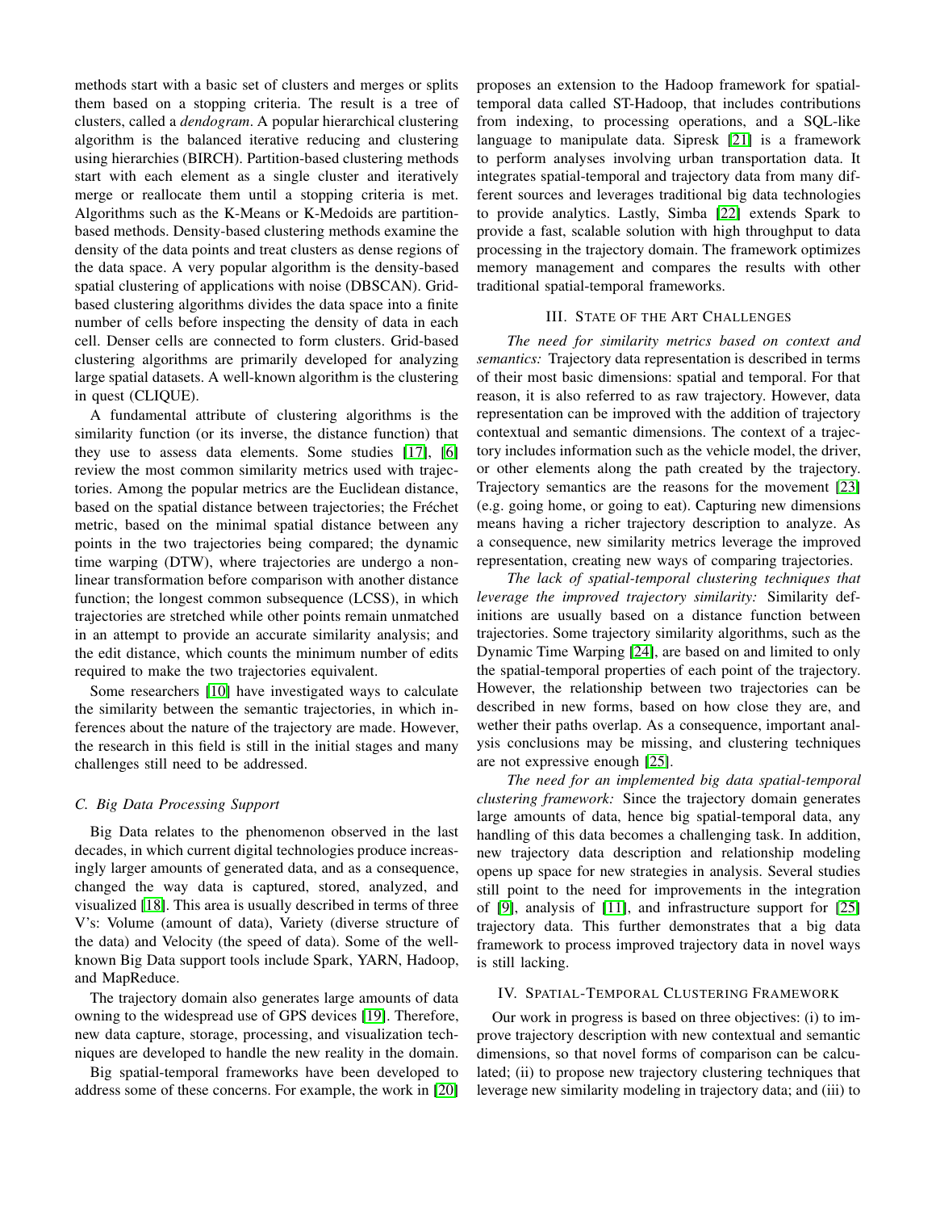methods start with a basic set of clusters and merges or splits them based on a stopping criteria. The result is a tree of clusters, called a *dendogram*. A popular hierarchical clustering algorithm is the balanced iterative reducing and clustering using hierarchies (BIRCH). Partition-based clustering methods start with each element as a single cluster and iteratively merge or reallocate them until a stopping criteria is met. Algorithms such as the K-Means or K-Medoids are partition-based methods. Density-based clustering methods examine the density of the data points and treat clusters as dense regions of the data space. A very popular algorithm is the density-based spatial clustering of applications with noise (DBSCAN). Grid-based clustering algorithms divides the data space into a finite number of cells before inspecting the density of data in each cell. Denser cells are connected to form clusters. Grid-based clustering algorithms are primarily developed for analyzing large spatial datasets. A well-known algorithm is the clustering in quest (CLIQUE).

A fundamental attribute of clustering algorithms is the similarity function (or its inverse, the distance function) that they use to assess data elements. Some studies [17], [6] review the most common similarity metrics used with trajectories. Among the popular metrics are the Euclidean distance, based on the spatial distance between trajectories; the Fréchet metric, based on the minimal spatial distance between any points in the two trajectories being compared; the dynamic time warping (DTW), where trajectories are undergo a non-linear transformation before comparison with another distance function; the longest common subsequence (LCSS), in which trajectories are stretched while other points remain unmatched in an attempt to provide an accurate similarity analysis; and the edit distance, which counts the minimum number of edits required to make the two trajectories equivalent.

Some researchers [10] have investigated ways to calculate the similarity between the semantic trajectories, in which inferences about the nature of the trajectory are made. However, the research in this field is still in the initial stages and many challenges still need to be addressed.

### C. Big Data Processing Support

Big Data relates to the phenomenon observed in the last decades, in which current digital technologies produce increasingly larger amounts of generated data, and as a consequence, changed the way data is captured, stored, analyzed, and visualized [18]. This area is usually described in terms of three V's: Volume (amount of data), Variety (diverse structure of the data) and Velocity (the speed of data). Some of the well-known Big Data support tools include Spark, YARN, Hadoop, and MapReduce.

The trajectory domain also generates large amounts of data owning to the widespread use of GPS devices [19]. Therefore, new data capture, storage, processing, and visualization techniques are developed to handle the new reality in the domain.

Big spatial-temporal frameworks have been developed to address some of these concerns. For example, the work in [20] proposes an extension to the Hadoop framework for spatial-temporal data called ST-Hadoop, that includes contributions from indexing, to processing operations, and a SQL-like language to manipulate data. Sipresk [21] is a framework to perform analyses involving urban transportation data. It integrates spatial-temporal and trajectory data from many different sources and leverages traditional big data technologies to provide analytics. Lastly, Simba [22] extends Spark to provide a fast, scalable solution with high throughput to data processing in the trajectory domain. The framework optimizes memory management and compares the results with other traditional spatial-temporal frameworks.

## III. State of the Art Challenges

*The need for similarity metrics based on context and semantics:* Trajectory data representation is described in terms of their most basic dimensions: spatial and temporal. For that reason, it is also referred to as raw trajectory. However, data representation can be improved with the addition of trajectory contextual and semantic dimensions. The context of a trajectory includes information such as the vehicle model, the driver, or other elements along the path created by the trajectory. Trajectory semantics are the reasons for the movement [23] (e.g. going home, or going to eat). Capturing new dimensions means having a richer trajectory description to analyze. As a consequence, new similarity metrics leverage the improved representation, creating new ways of comparing trajectories.

*The lack of spatial-temporal clustering techniques that leverage the improved trajectory similarity:* Similarity definitions are usually based on a distance function between trajectories. Some trajectory similarity algorithms, such as the Dynamic Time Warping [24], are based on and limited to only the spatial-temporal properties of each point of the trajectory. However, the relationship between two trajectories can be described in new forms, based on how close they are, and wether their paths overlap. As a consequence, important analysis conclusions may be missing, and clustering techniques are not expressive enough [25].

*The need for an implemented big data spatial-temporal clustering framework:* Since the trajectory domain generates large amounts of data, hence big spatial-temporal data, any handling of this data becomes a challenging task. In addition, new trajectory data description and relationship modeling opens up space for new strategies in analysis. Several studies still point to the need for improvements in the integration of [9], analysis of [11], and infrastructure support for [25] trajectory data. This further demonstrates that a big data framework to process improved trajectory data in novel ways is still lacking.

## IV. Spatial-Temporal Clustering Framework

Our work in progress is based on three objectives: (i) to improve trajectory description with new contextual and semantic dimensions, so that novel forms of comparison can be calculated; (ii) to propose new trajectory clustering techniques that leverage new similarity modeling in trajectory data; and (iii) to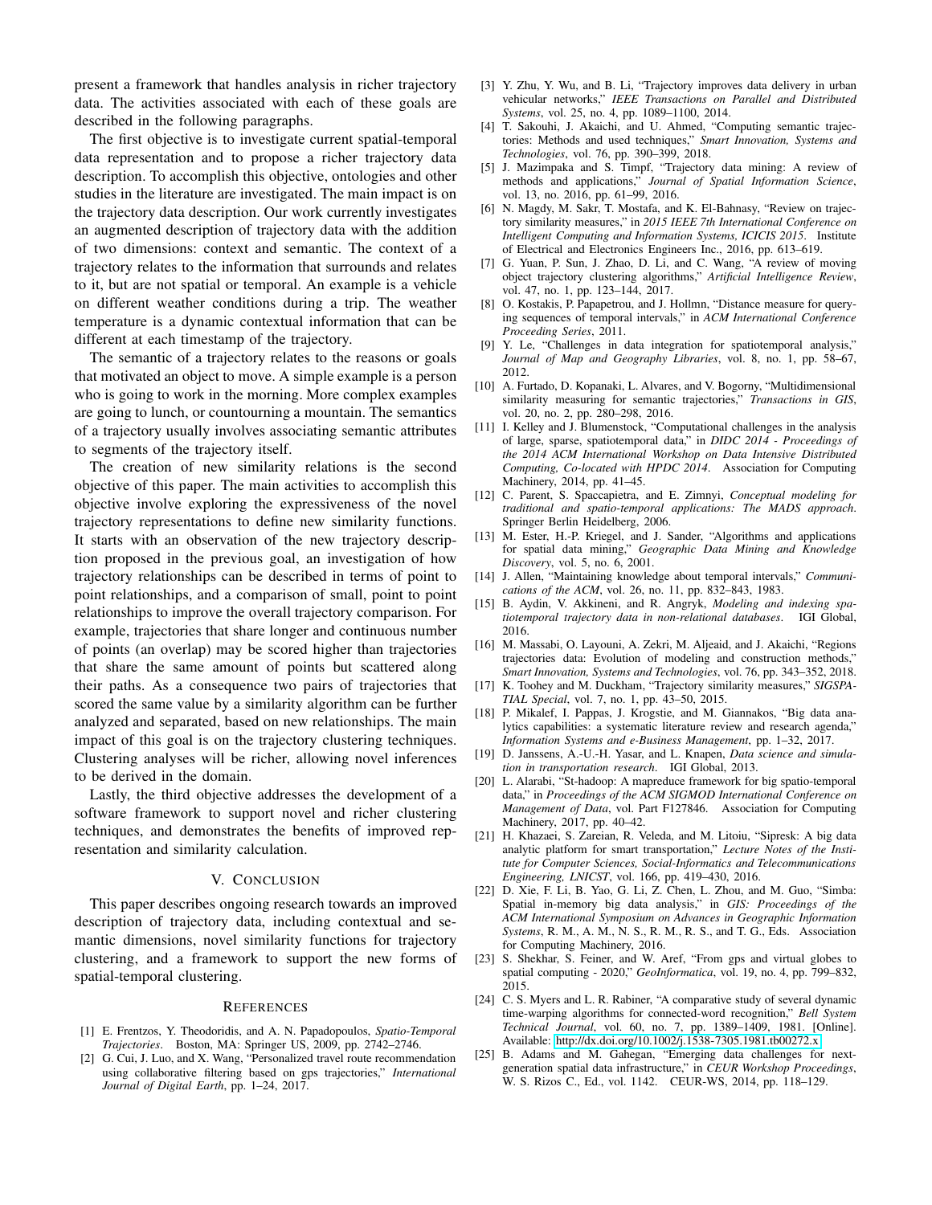present a framework that handles analysis in richer trajectory data. The activities associated with each of these goals are described in the following paragraphs.

The first objective is to investigate current spatial-temporal data representation and to propose a richer trajectory data description. To accomplish this objective, ontologies and other studies in the literature are investigated. The main impact is on the trajectory data description. Our work currently investigates an augmented description of trajectory data with the addition of two dimensions: context and semantic. The context of a trajectory relates to the information that surrounds and relates to it, but are not spatial or temporal. An example is a vehicle on different weather conditions during a trip. The weather temperature is a dynamic contextual information that can be different at each timestamp of the trajectory.

The semantic of a trajectory relates to the reasons or goals that motivated an object to move. A simple example is a person who is going to work in the morning. More complex examples are going to lunch, or countourning a mountain. The semantics of a trajectory usually involves associating semantic attributes to segments of the trajectory itself.

The creation of new similarity relations is the second objective of this paper. The main activities to accomplish this objective involve exploring the expressiveness of the novel trajectory representations to define new similarity functions. It starts with an observation of the new trajectory description proposed in the previous goal, an investigation of how trajectory relationships can be described in terms of point to point relationships, and a comparison of small, point to point relationships to improve the overall trajectory comparison. For example, trajectories that share longer and continuous number of points (an overlap) may be scored higher than trajectories that share the same amount of points but scattered along their paths. As a consequence two pairs of trajectories that scored the same value by a similarity algorithm can be further analyzed and separated, based on new relationships. The main impact of this goal is on the trajectory clustering techniques. Clustering analyses will be richer, allowing novel inferences to be derived in the domain.

Lastly, the third objective addresses the development of a software framework to support novel and richer clustering techniques, and demonstrates the benefits of improved representation and similarity calculation.

## V. Conclusion

This paper describes ongoing research towards an improved description of trajectory data, including contextual and semantic dimensions, novel similarity functions for trajectory clustering, and a framework to support the new forms of spatial-temporal clustering.

## References

[1] E. Frentzos, Y. Theodoridis, and A. N. Papadopoulos, *Spatio-Temporal Trajectories*. Boston, MA: Springer US, 2009, pp. 2742–2746.

[2] G. Cui, J. Luo, and X. Wang, "Personalized travel route recommendation using collaborative filtering based on gps trajectories," *International Journal of Digital Earth*, pp. 1–24, 2017.

[3] Y. Zhu, Y. Wu, and B. Li, "Trajectory improves data delivery in urban vehicular networks," *IEEE Transactions on Parallel and Distributed Systems*, vol. 25, no. 4, pp. 1089–1100, 2014.

[4] T. Sakouhi, J. Akaichi, and U. Ahmed, "Computing semantic trajectories: Methods and used techniques," *Smart Innovation, Systems and Technologies*, vol. 76, pp. 390–399, 2018.

[5] J. Mazimpaka and S. Timpf, "Trajectory data mining: A review of methods and applications," *Journal of Spatial Information Science*, vol. 13, no. 2016, pp. 61–99, 2016.

[6] N. Magdy, M. Sakr, T. Mostafa, and K. El-Bahnasy, "Review on trajectory similarity measures," in *2015 IEEE 7th International Conference on Intelligent Computing and Information Systems, ICICIS 2015*. Institute of Electrical and Electronics Engineers Inc., 2016, pp. 613–619.

[7] G. Yuan, P. Sun, J. Zhao, D. Li, and C. Wang, "A review of moving object trajectory clustering algorithms," *Artificial Intelligence Review*, vol. 47, no. 1, pp. 123–144, 2017.

[8] O. Kostakis, P. Papapetrou, and J. Hollmn, "Distance measure for querying sequences of temporal intervals," in *ACM International Conference Proceeding Series*, 2011.

[9] Y. Le, "Challenges in data integration for spatiotemporal analysis," *Journal of Map and Geography Libraries*, vol. 8, no. 1, pp. 58–67, 2012.

[10] A. Furtado, D. Kopanaki, L. Alvares, and V. Bogorny, "Multidimensional similarity measuring for semantic trajectories," *Transactions in GIS*, vol. 20, no. 2, pp. 280–298, 2016.

[11] I. Kelley and J. Blumenstock, "Computational challenges in the analysis of large, sparse, spatiotemporal data," in *DIDC 2014 - Proceedings of the 2014 ACM International Workshop on Data Intensive Distributed Computing, Co-located with HPDC 2014*. Association for Computing Machinery, 2014, pp. 41–45.

[12] C. Parent, S. Spaccapietra, and E. Zimnyi, *Conceptual modeling for traditional and spatio-temporal applications: The MADS approach*. Springer Berlin Heidelberg, 2006.

[13] M. Ester, H.-P. Kriegel, and J. Sander, "Algorithms and applications for spatial data mining," *Geographic Data Mining and Knowledge Discovery*, vol. 5, no. 6, 2001.

[14] J. Allen, "Maintaining knowledge about temporal intervals," *Communications of the ACM*, vol. 26, no. 11, pp. 832–843, 1983.

[15] B. Aydin, V. Akkineni, and R. Angryk, *Modeling and indexing spatiotemporal trajectory data in non-relational databases*. IGI Global, 2016.

[16] M. Massabi, O. Layouni, A. Zekri, M. Aljeaid, and J. Akaichi, "Regions trajectories data: Evolution of modeling and construction methods," *Smart Innovation, Systems and Technologies*, vol. 76, pp. 343–352, 2018.

[17] K. Toohey and M. Duckham, "Trajectory similarity measures," *SIGSPATIAL Special*, vol. 7, no. 1, pp. 43–50, 2015.

[18] P. Mikalef, I. Pappas, J. Krogstie, and M. Giannakos, "Big data analytics capabilities: a systematic literature review and research agenda," *Information Systems and e-Business Management*, pp. 1–32, 2017.

[19] D. Janssens, A.-U.-H. Yasar, and L. Knapen, *Data science and simulation in transportation research*. IGI Global, 2013.

[20] L. Alarabi, "St-hadoop: A mapreduce framework for big spatio-temporal data," in *Proceedings of the ACM SIGMOD International Conference on Management of Data*, vol. Part F127846. Association for Computing Machinery, 2017, pp. 40–42.

[21] H. Khazaei, S. Zareian, R. Veleda, and M. Litoiu, "Sipresk: A big data analytic platform for smart transportation," *Lecture Notes of the Institute for Computer Sciences, Social-Informatics and Telecommunications Engineering, LNICST*, vol. 166, pp. 419–430, 2016.

[22] D. Xie, F. Li, B. Yao, G. Li, Z. Chen, L. Zhou, and M. Guo, "Simba: Spatial in-memory big data analysis," in *GIS: Proceedings of the ACM International Symposium on Advances in Geographic Information Systems*, R. M., A. M., N. S., R. M., R. S., and T. G., Eds. Association for Computing Machinery, 2016.

[23] S. Shekhar, S. Feiner, and W. Aref, "From gps and virtual globes to spatial computing - 2020," *GeoInformatica*, vol. 19, no. 4, pp. 799–832, 2015.

[24] C. S. Myers and L. R. Rabiner, "A comparative study of several dynamic time-warping algorithms for connected-word recognition," *Bell System Technical Journal*, vol. 60, no. 7, pp. 1389–1409, 1981. [Online]. Available: http://dx.doi.org/10.1002/j.1538-7305.1981.tb00272.x

[25] B. Adams and M. Gahegan, "Emerging data challenges for next-generation spatial data infrastructure," in *CEUR Workshop Proceedings*, W. S. Rizos C., Ed., vol. 1142. CEUR-WS, 2014, pp. 118–129.